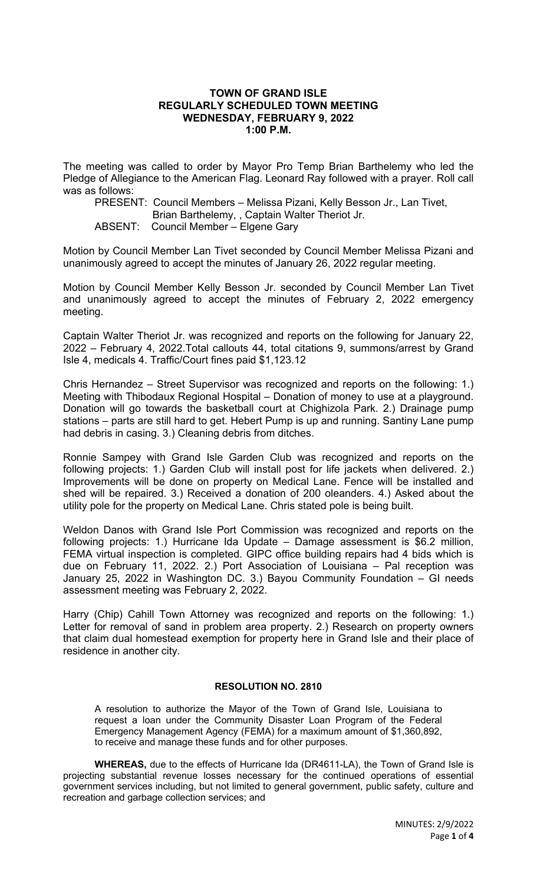# TOWN OF GRAND ISLE
## REGULARLY SCHEDULED TOWN MEETING
## WEDNESDAY, FEBRUARY 9, 2022
## 1:00 P.M.

The meeting was called to order by Mayor Pro Temp Brian Barthelemy who led the Pledge of Allegiance to the American Flag. Leonard Ray followed with a prayer. Roll call was as follows:

PRESENT: Council Members – Melissa Pizani, Kelly Besson Jr., Lan Tivet, Brian Barthelemy, , Captain Walter Theriot Jr.
ABSENT: Council Member – Elgene Gary

Motion by Council Member Lan Tivet seconded by Council Member Melissa Pizani and unanimously agreed to accept the minutes of January 26, 2022 regular meeting.

Motion by Council Member Kelly Besson Jr. seconded by Council Member Lan Tivet and unanimously agreed to accept the minutes of February 2, 2022 emergency meeting.

Captain Walter Theriot Jr. was recognized and reports on the following for January 22, 2022 – February 4, 2022.Total callouts 44, total citations 9, summons/arrest by Grand Isle 4, medicals 4. Traffic/Court fines paid $1,123.12

Chris Hernandez – Street Supervisor was recognized and reports on the following: 1.) Meeting with Thibodaux Regional Hospital – Donation of money to use at a playground. Donation will go towards the basketball court at Chighizola Park. 2.) Drainage pump stations – parts are still hard to get. Hebert Pump is up and running. Santiny Lane pump had debris in casing. 3.) Cleaning debris from ditches.

Ronnie Sampey with Grand Isle Garden Club was recognized and reports on the following projects: 1.) Garden Club will install post for life jackets when delivered. 2.) Improvements will be done on property on Medical Lane. Fence will be installed and shed will be repaired. 3.) Received a donation of 200 oleanders. 4.) Asked about the utility pole for the property on Medical Lane. Chris stated pole is being built.

Weldon Danos with Grand Isle Port Commission was recognized and reports on the following projects: 1.) Hurricane Ida Update – Damage assessment is $6.2 million, FEMA virtual inspection is completed. GIPC office building repairs had 4 bids which is due on February 11, 2022. 2.) Port Association of Louisiana – Pal reception was January 25, 2022 in Washington DC. 3.) Bayou Community Foundation – GI needs assessment meeting was February 2, 2022.

Harry (Chip) Cahill Town Attorney was recognized and reports on the following: 1.) Letter for removal of sand in problem area property. 2.) Research on property owners that claim dual homestead exemption for property here in Grand Isle and their place of residence in another city.

### RESOLUTION NO. 2810

A resolution to authorize the Mayor of the Town of Grand Isle, Louisiana to request a loan under the Community Disaster Loan Program of the Federal Emergency Management Agency (FEMA) for a maximum amount of $1,360,892, to receive and manage these funds and for other purposes.

**WHEREAS,** due to the effects of Hurricane Ida (DR4611-LA), the Town of Grand Isle is projecting substantial revenue losses necessary for the continued operations of essential government services including, but not limited to general government, public safety, culture and recreation and garbage collection services; and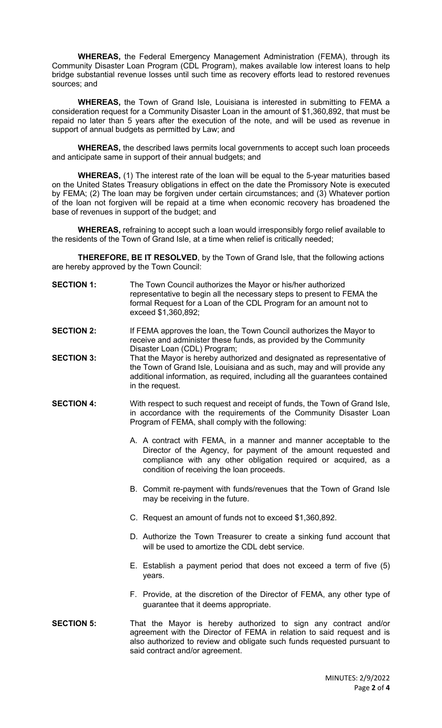**WHEREAS,** the Federal Emergency Management Administration (FEMA), through its Community Disaster Loan Program (CDL Program), makes available low interest loans to help bridge substantial revenue losses until such time as recovery efforts lead to restored revenues sources; and

**WHEREAS,** the Town of Grand Isle, Louisiana is interested in submitting to FEMA a consideration request for a Community Disaster Loan in the amount of $1,360,892, that must be repaid no later than 5 years after the execution of the note, and will be used as revenue in support of annual budgets as permitted by Law; and

**WHEREAS,** the described laws permits local governments to accept such loan proceeds and anticipate same in support of their annual budgets; and

**WHEREAS,** (1) The interest rate of the loan will be equal to the 5-year maturities based on the United States Treasury obligations in effect on the date the Promissory Note is executed by FEMA; (2) The loan may be forgiven under certain circumstances; and (3) Whatever portion of the loan not forgiven will be repaid at a time when economic recovery has broadened the base of revenues in support of the budget; and

**WHEREAS,** refraining to accept such a loan would irresponsibly forgo relief available to the residents of the Town of Grand Isle, at a time when relief is critically needed;

**THEREFORE, BE IT RESOLVED**, by the Town of Grand Isle, that the following actions are hereby approved by the Town Council:

**SECTION 1:** The Town Council authorizes the Mayor or his/her authorized representative to begin all the necessary steps to present to FEMA the formal Request for a Loan of the CDL Program for an amount not to exceed $1,360,892;

**SECTION 2:** If FEMA approves the loan, the Town Council authorizes the Mayor to receive and administer these funds, as provided by the Community Disaster Loan (CDL) Program;

**SECTION 3:** That the Mayor is hereby authorized and designated as representative of the Town of Grand Isle, Louisiana and as such, may and will provide any additional information, as required, including all the guarantees contained in the request.

**SECTION 4:** With respect to such request and receipt of funds, the Town of Grand Isle, in accordance with the requirements of the Community Disaster Loan Program of FEMA, shall comply with the following:

A. A contract with FEMA, in a manner and manner acceptable to the Director of the Agency, for payment of the amount requested and compliance with any other obligation required or acquired, as a condition of receiving the loan proceeds.

B. Commit re-payment with funds/revenues that the Town of Grand Isle may be receiving in the future.

C. Request an amount of funds not to exceed $1,360,892.

D. Authorize the Town Treasurer to create a sinking fund account that will be used to amortize the CDL debt service.

E. Establish a payment period that does not exceed a term of five (5) years.

F. Provide, at the discretion of the Director of FEMA, any other type of guarantee that it deems appropriate.

**SECTION 5:** That the Mayor is hereby authorized to sign any contract and/or agreement with the Director of FEMA in relation to said request and is also authorized to review and obligate such funds requested pursuant to said contract and/or agreement.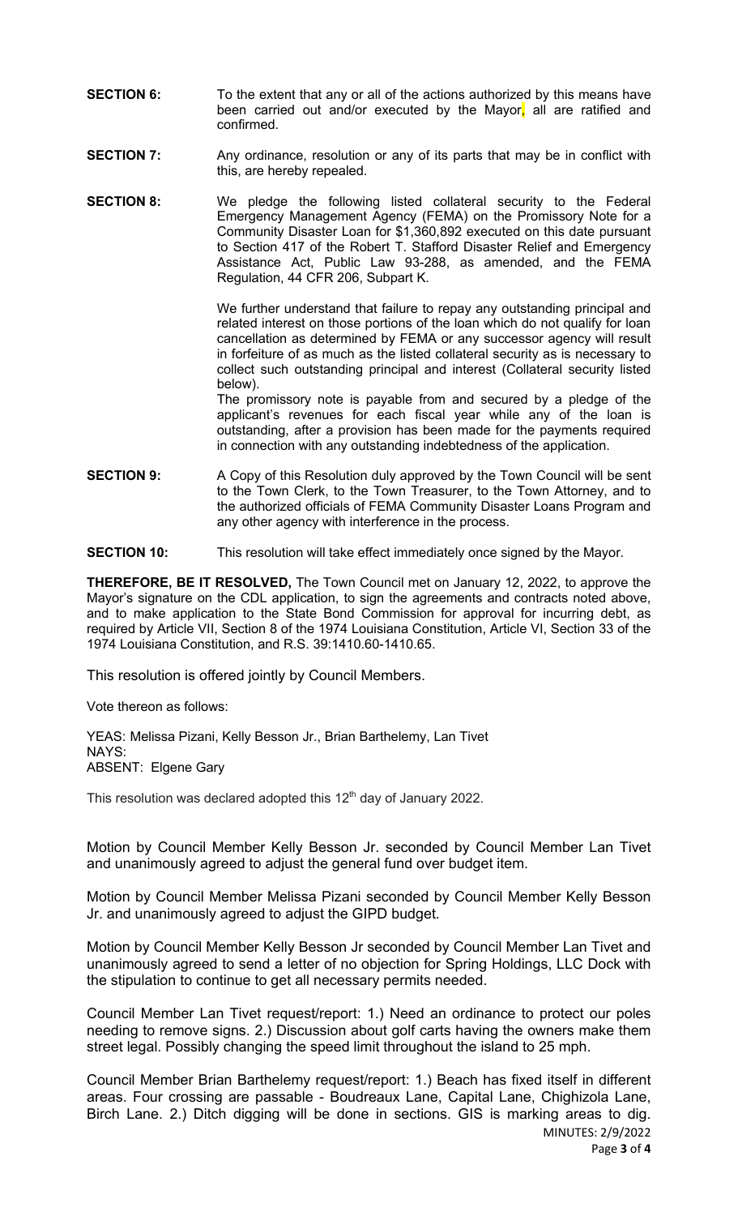**SECTION 6:** To the extent that any or all of the actions authorized by this means have been carried out and/or executed by the Mayor, all are ratified and confirmed.

**SECTION 7:** Any ordinance, resolution or any of its parts that may be in conflict with this, are hereby repealed.

**SECTION 8:** We pledge the following listed collateral security to the Federal Emergency Management Agency (FEMA) on the Promissory Note for a Community Disaster Loan for $1,360,892 executed on this date pursuant to Section 417 of the Robert T. Stafford Disaster Relief and Emergency Assistance Act, Public Law 93-288, as amended, and the FEMA Regulation, 44 CFR 206, Subpart K.

We further understand that failure to repay any outstanding principal and related interest on those portions of the loan which do not qualify for loan cancellation as determined by FEMA or any successor agency will result in forfeiture of as much as the listed collateral security as is necessary to collect such outstanding principal and interest (Collateral security listed below).
The promissory note is payable from and secured by a pledge of the applicant's revenues for each fiscal year while any of the loan is outstanding, after a provision has been made for the payments required in connection with any outstanding indebtedness of the application.

**SECTION 9:** A Copy of this Resolution duly approved by the Town Council will be sent to the Town Clerk, to the Town Treasurer, to the Town Attorney, and to the authorized officials of FEMA Community Disaster Loans Program and any other agency with interference in the process.

**SECTION 10:** This resolution will take effect immediately once signed by the Mayor.

**THEREFORE, BE IT RESOLVED,** The Town Council met on January 12, 2022, to approve the Mayor's signature on the CDL application, to sign the agreements and contracts noted above, and to make application to the State Bond Commission for approval for incurring debt, as required by Article VII, Section 8 of the 1974 Louisiana Constitution, Article VI, Section 33 of the 1974 Louisiana Constitution, and R.S. 39:1410.60-1410.65.

This resolution is offered jointly by Council Members.

Vote thereon as follows:

YEAS: Melissa Pizani, Kelly Besson Jr., Brian Barthelemy, Lan Tivet
NAYS:
ABSENT: Elgene Gary

This resolution was declared adopted this 12th day of January 2022.

Motion by Council Member Kelly Besson Jr. seconded by Council Member Lan Tivet and unanimously agreed to adjust the general fund over budget item.

Motion by Council Member Melissa Pizani seconded by Council Member Kelly Besson Jr. and unanimously agreed to adjust the GIPD budget.

Motion by Council Member Kelly Besson Jr seconded by Council Member Lan Tivet and unanimously agreed to send a letter of no objection for Spring Holdings, LLC Dock with the stipulation to continue to get all necessary permits needed.

Council Member Lan Tivet request/report: 1.) Need an ordinance to protect our poles needing to remove signs. 2.) Discussion about golf carts having the owners make them street legal. Possibly changing the speed limit throughout the island to 25 mph.

Council Member Brian Barthelemy request/report: 1.) Beach has fixed itself in different areas. Four crossing are passable - Boudreaux Lane, Capital Lane, Chighizola Lane, Birch Lane. 2.) Ditch digging will be done in sections. GIS is marking areas to dig.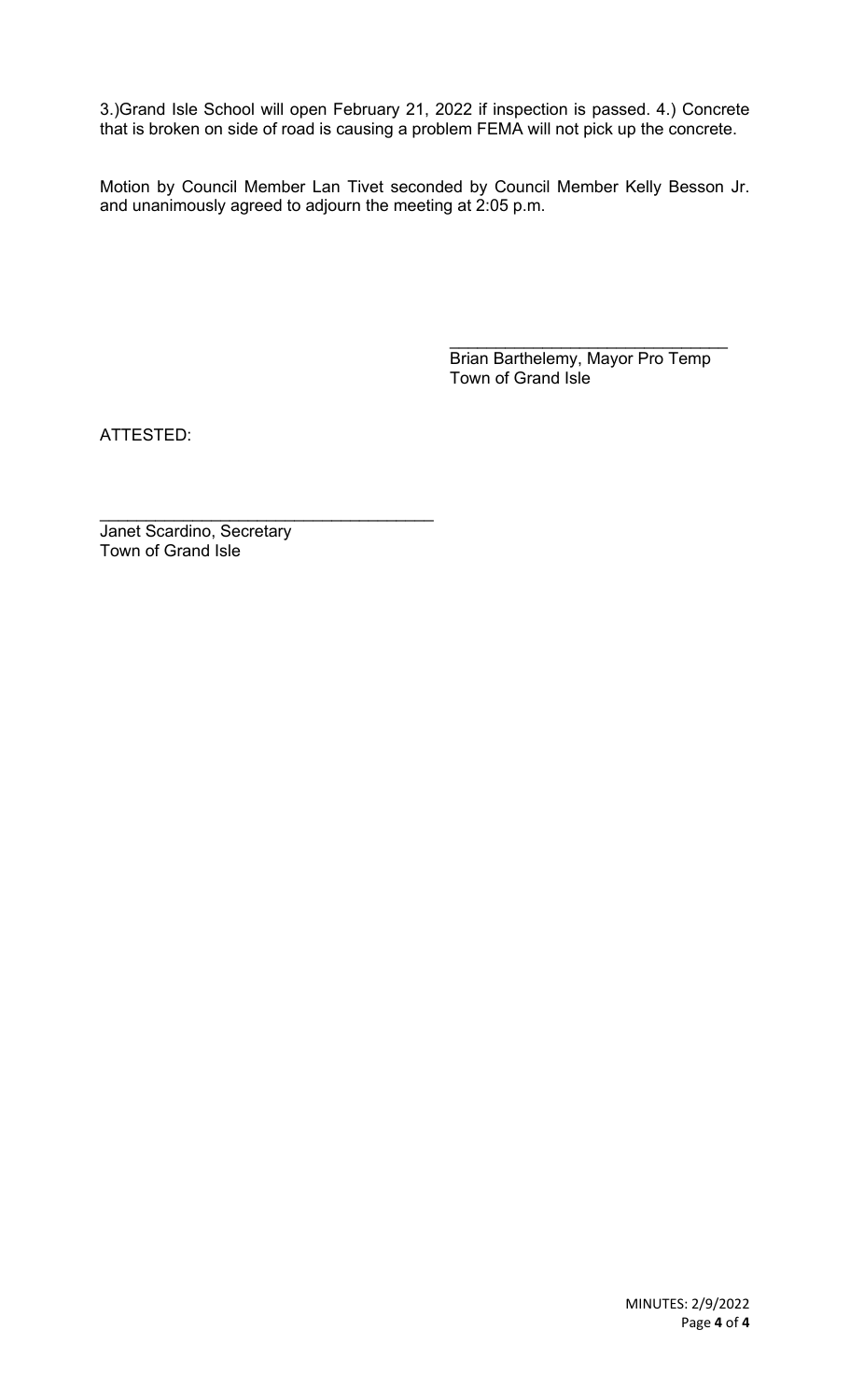3.)Grand Isle School will open February 21, 2022 if inspection is passed. 4.) Concrete that is broken on side of road is causing a problem FEMA will not pick up the concrete.

Motion by Council Member Lan Tivet seconded by Council Member Kelly Besson Jr. and unanimously agreed to adjourn the meeting at 2:05 p.m.

______________________________
Brian Barthelemy, Mayor Pro Temp
Town of Grand Isle

ATTESTED:

____________________________________
Janet Scardino, Secretary
Town of Grand Isle